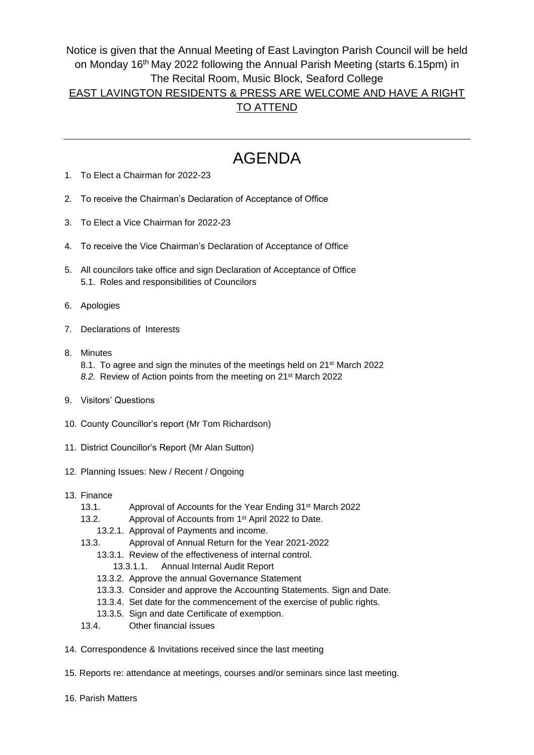Notice is given that the Annual Meeting of East Lavington Parish Council will be held on Monday 16th May 2022 following the Annual Parish Meeting (starts 6.15pm) in The Recital Room, Music Block, Seaford College

EAST LAVINGTON RESIDENTS & PRESS ARE WELCOME AND HAVE A RIGHT TO ATTEND

---

# AGENDA

1. To Elect a Chairman for 2022-23
2. To receive the Chairman's Declaration of Acceptance of Office
3. To Elect a Vice Chairman for 2022-23
4. To receive the Vice Chairman's Declaration of Acceptance of Office
5. All councilors take office and sign Declaration of Acceptance of Office
   - 5.1. Roles and responsibilities of Councilors
6. Apologies
7. Declarations of Interests
8. Minutes
   - 8.1. To agree and sign the minutes of the meetings held on 21st March 2022
   - *8.2.* Review of Action points from the meeting on 21st March 2022
9. Visitors' Questions
10. County Councillor's report (Mr Tom Richardson)
11. District Councillor's Report (Mr Alan Sutton)
12. Planning Issues: New / Recent / Ongoing
13. Finance
    - 13.1. Approval of Accounts for the Year Ending 31st March 2022
    - 13.2. Approval of Accounts from 1st April 2022 to Date.
      - 13.2.1. Approval of Payments and income.
    - 13.3. Approval of Annual Return for the Year 2021-2022
      - 13.3.1. Review of the effectiveness of internal control.
        - 13.3.1.1. Annual Internal Audit Report
      - 13.3.2. Approve the annual Governance Statement
      - 13.3.3. Consider and approve the Accounting Statements. Sign and Date.
      - 13.3.4. Set date for the commencement of the exercise of public rights.
      - 13.3.5. Sign and date Certificate of exemption.
    - 13.4. Other financial issues
14. Correspondence & Invitations received since the last meeting
15. Reports re: attendance at meetings, courses and/or seminars since last meeting.
16. Parish Matters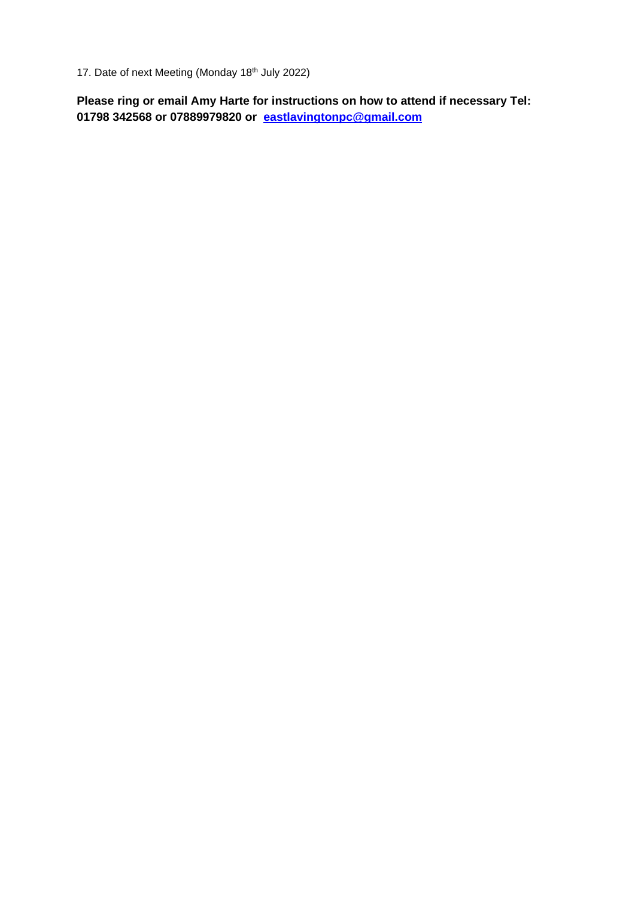17. Date of next Meeting (Monday 18th July 2022)

**Please ring or email Amy Harte for instructions on how to attend if necessary Tel: 01798 342568 or 07889979820 or [eastlavingtonpc@gmail.com](mailto:eastlavingtonpc@gmail.com)**